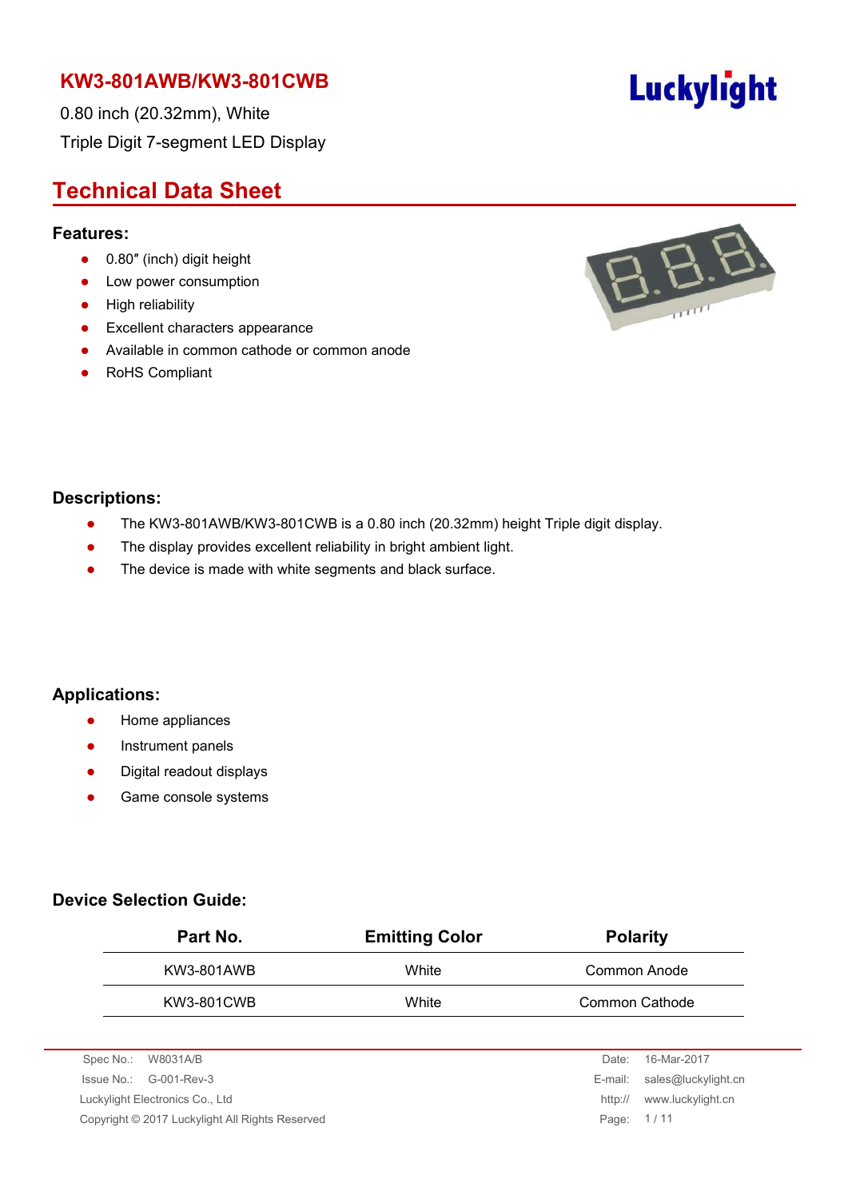# KW3-801AWB/KW3-801CWB

0.80 inch (20.32mm), White

Triple Digit 7-segment LED Display

Luckylight

## Technical Data Sheet

### Features:

- 0.80″ (inch) digit height
- Low power consumption
- High reliability
- Excellent characters appearance
- Available in common cathode or common anode
- RoHS Compliant

### Descriptions:

- The KW3-801AWB/KW3-801CWB is a 0.80 inch (20.32mm) height Triple digit display.
- The display provides excellent reliability in bright ambient light.
- The device is made with white segments and black surface.

### Applications:

- Home appliances
- Instrument panels
- Digital readout displays
- Game console systems

### Device Selection Guide:

| Part No. | Emitting Color | Polarity |
|---|---|---|
| KW3-801AWB | White | Common Anode |
| KW3-801CWB | White | Common Cathode |

Spec No.: W8031A/B
Issue No.: G-001-Rev-3
Luckylight Electronics Co., Ltd
Copyright © 2017 Luckylight All Rights Reserved

Date: 16-Mar-2017
E-mail: sales@luckylight.cn
http:// www.luckylight.cn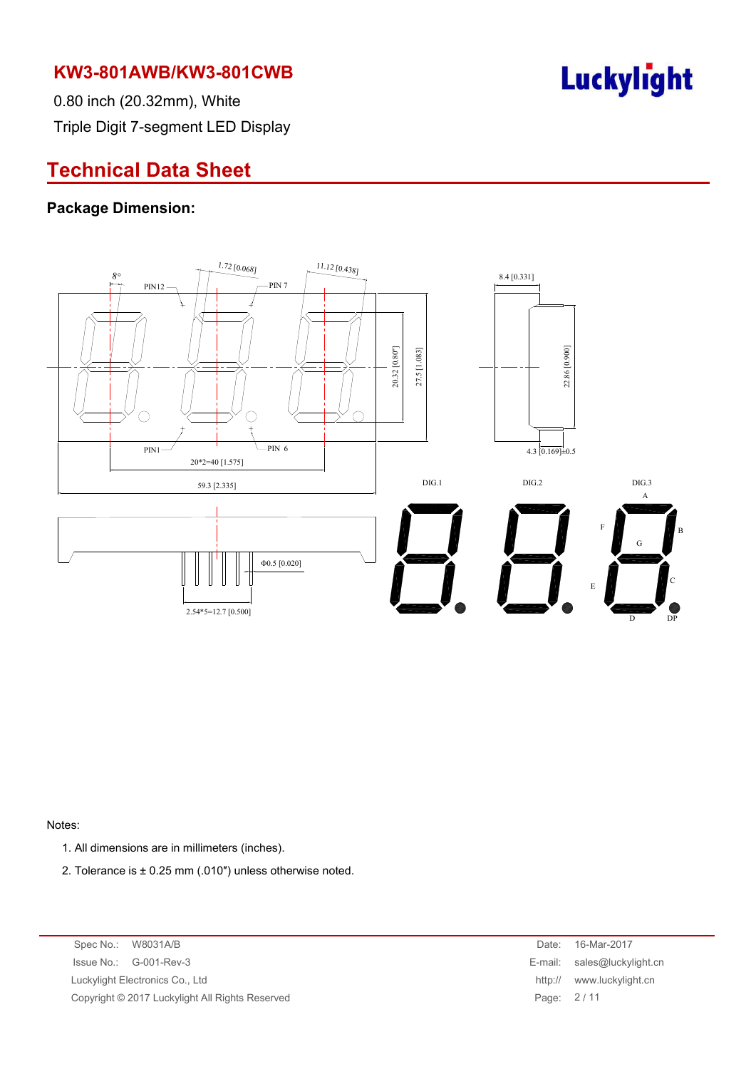# KW3-801AWB/KW3-801CWB

0.80 inch (20.32mm), White

Triple Digit 7-segment LED Display

## Technical Data Sheet

### Package Dimension:

Notes:

1. All dimensions are in millimeters (inches).
2. Tolerance is ± 0.25 mm (.010″) unless otherwise noted.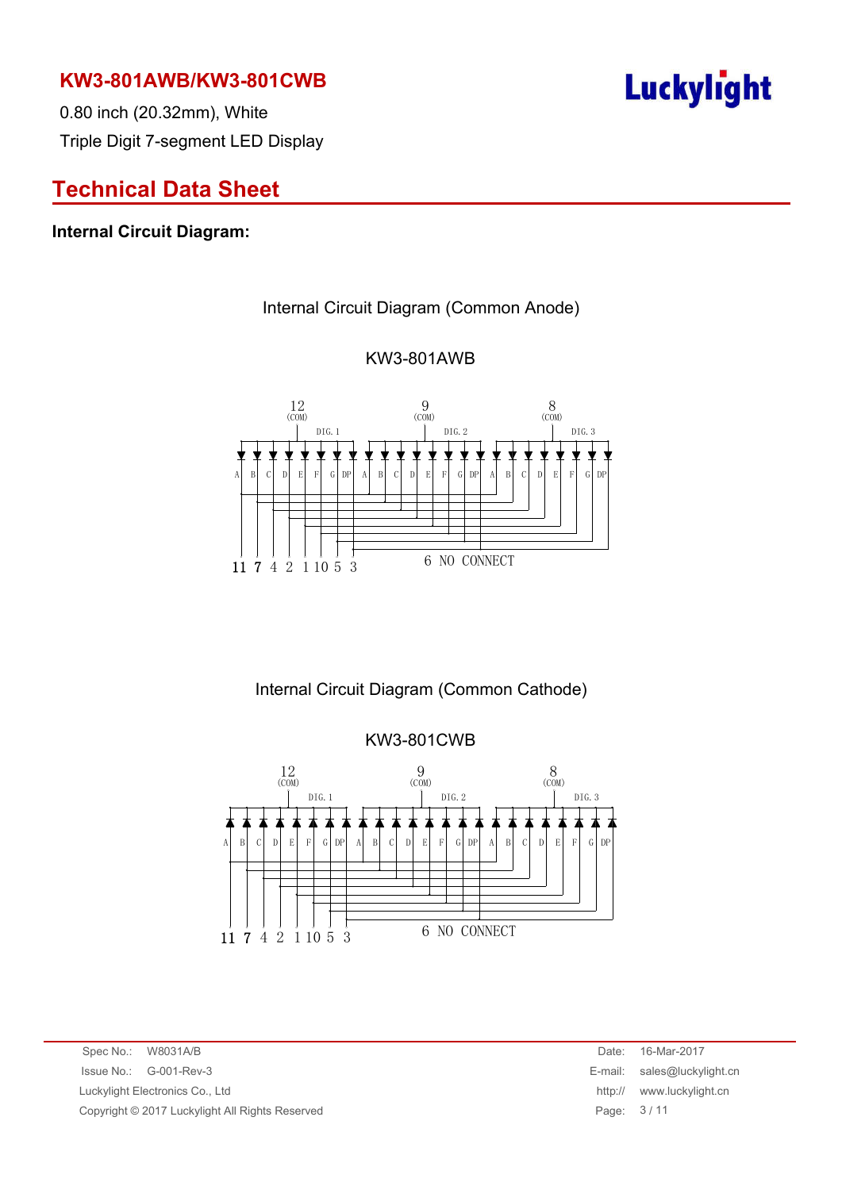## KW3-801AWB/KW3-801CWB

0.80 inch (20.32mm), White

Triple Digit 7-segment LED Display

# Technical Data Sheet

### Internal Circuit Diagram:

Internal Circuit Diagram (Common Anode)

KW3-801AWB

12 (COM) DIG. 1 &nbsp;&nbsp; 9 (COM) DIG. 2 &nbsp;&nbsp; 8 (COM) DIG. 3

A B C D E F G DP A B C D E F G DP A B C D E F G DP

11 7 4 2 1 10 5 3 &nbsp;&nbsp; 6 NO CONNECT

Internal Circuit Diagram (Common Cathode)

KW3-801CWB

12 (COM) DIG. 1 &nbsp;&nbsp; 9 (COM) DIG. 2 &nbsp;&nbsp; 8 (COM) DIG. 3

A B C D E F G DP A B C D E F G DP A B C D E F G DP

11 7 4 2 1 10 5 3 &nbsp;&nbsp; 6 NO CONNECT

Spec No.: W8031A/B
Issue No.: G-001-Rev-3
Luckylight Electronics Co., Ltd
Copyright © 2017 Luckylight All Rights Reserved

Date: 16-Mar-2017
E-mail: sales@luckylight.cn
http:// www.luckylight.cn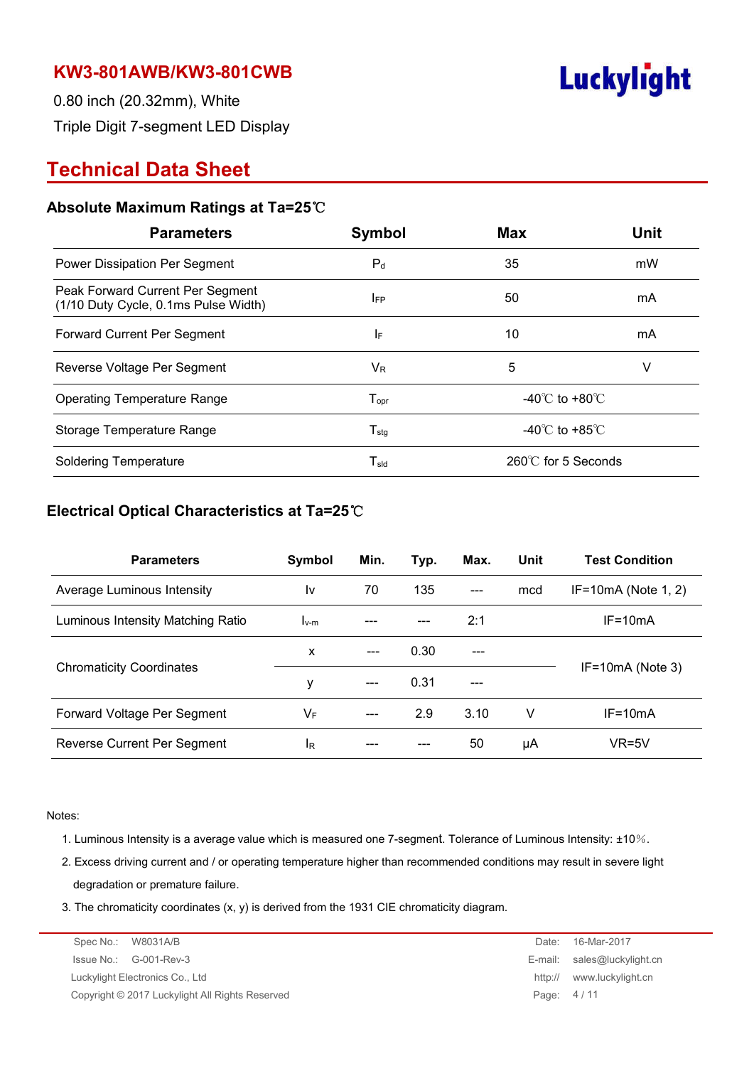# KW3-801AWB/KW3-801CWB

0.80 inch (20.32mm), White

Triple Digit 7-segment LED Display

## Technical Data Sheet

### Absolute Maximum Ratings at Ta=25℃

| Parameters | Symbol | Max | Unit |
|---|---|---|---|
| Power Dissipation Per Segment | $P_d$ | 35 | mW |
| Peak Forward Current Per Segment (1/10 Duty Cycle, 0.1ms Pulse Width) | $I_{FP}$ | 50 | mA |
| Forward Current Per Segment | $I_F$ | 10 | mA |
| Reverse Voltage Per Segment | $V_R$ | 5 | V |
| Operating Temperature Range | $T_{opr}$ | -40℃ to +80℃ | |
| Storage Temperature Range | $T_{stg}$ | -40℃ to +85℃ | |
| Soldering Temperature | $T_{sld}$ | 260℃ for 5 Seconds | |

### Electrical Optical Characteristics at Ta=25℃

| Parameters | Symbol | Min. | Typ. | Max. | Unit | Test Condition |
|---|---|---|---|---|---|---|
| Average Luminous Intensity | Iv | 70 | 135 | --- | mcd | IF=10mA (Note 1, 2) |
| Luminous Intensity Matching Ratio | $I_{v\text{-}m}$ | --- | --- | 2:1 | | IF=10mA |
| Chromaticity Coordinates | x | --- | 0.30 | --- | | IF=10mA (Note 3) |
| | y | --- | 0.31 | --- | | |
| Forward Voltage Per Segment | $V_F$ | --- | 2.9 | 3.10 | V | IF=10mA |
| Reverse Current Per Segment | $I_R$ | --- | --- | 50 | μA | VR=5V |

Notes:

1. Luminous Intensity is a average value which is measured one 7-segment. Tolerance of Luminous Intensity: ±10%.
2. Excess driving current and / or operating temperature higher than recommended conditions may result in severe light degradation or premature failure.
3. The chromaticity coordinates (x, y) is derived from the 1931 CIE chromaticity diagram.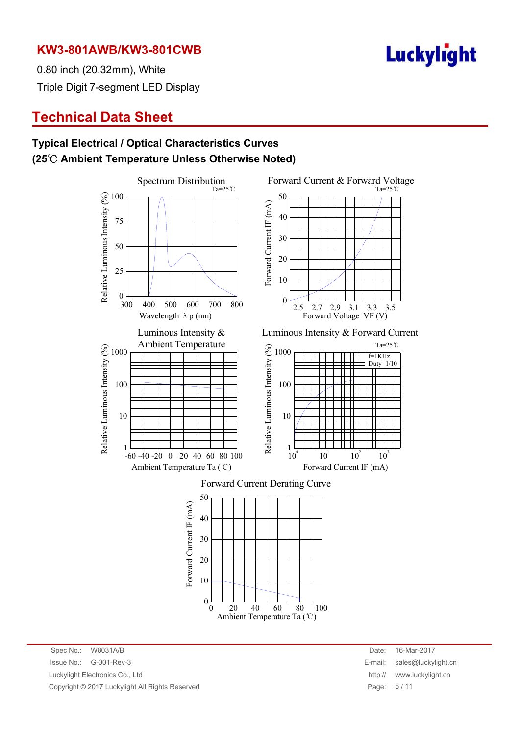**KW3-801AWB/KW3-801CWB**

0.80 inch (20.32mm), White

Triple Digit 7-segment LED Display

## Technical Data Sheet

### Typical Electrical / Optical Characteristics Curves
### (25℃ Ambient Temperature Unless Otherwise Noted)

Spectrum Distribution

Ta=25℃

Relative Luminous Intensity (%)

100, 75, 50, 25, 0

300, 400, 500, 600, 700, 800

Wavelength λ p (nm)

Forward Current & Forward Voltage

Ta=25℃

Forward Current IF (mA)

50, 40, 30, 20, 10, 0

2.5, 2.7, 2.9, 3.1, 3.3, 3.5

Forward Voltage VF (V)

Luminous Intensity & Ambient Temperature

Relative Luminous Intensity (%)

1000, 100, 10, 1

-60 -40 -20 0 20 40 60 80 100

Ambient Temperature Ta (℃)

Luminous Intensity & Forward Current

Ta=25℃

f=1KHz
Duty=1/10

Relative Luminous Intensity (%)

1000, 100, 10, 1

$10^0$, $10^1$, $10^2$, $10^3$

Forward Current IF (mA)

Forward Current Derating Curve

Forward Current IF (mA)

50, 40, 30, 20, 10, 0

0, 20, 40, 60, 80, 100

Ambient Temperature Ta (℃)

Spec No.: W8031A/B
Issue No.: G-001-Rev-3
Luckylight Electronics Co., Ltd
Copyright © 2017 Luckylight All Rights Reserved

Date: 16-Mar-2017
E-mail: sales@luckylight.cn
http:// www.luckylight.cn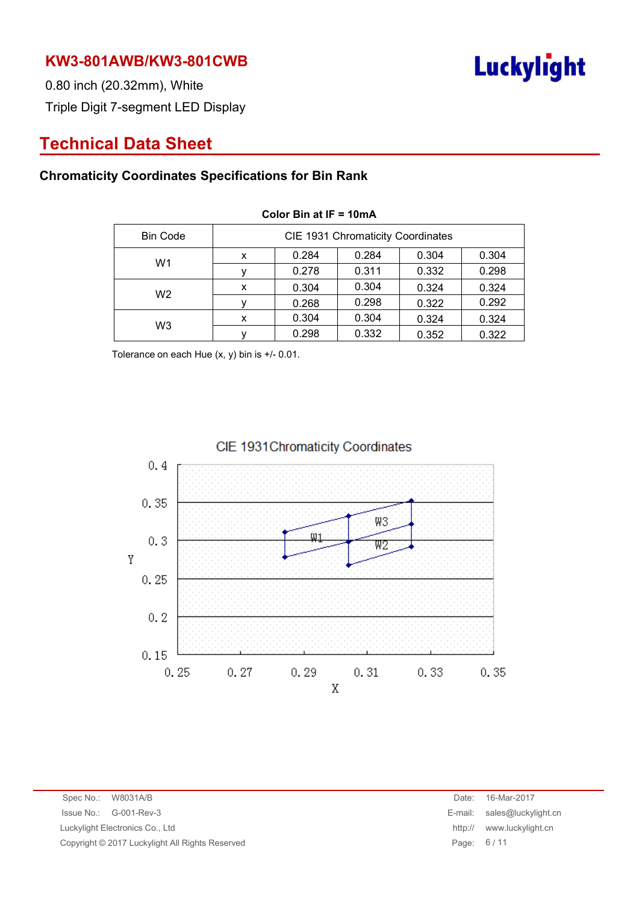## KW3-801AWB/KW3-801CWB

0.80 inch (20.32mm), White

Triple Digit 7-segment LED Display

# Technical Data Sheet

### Chromaticity Coordinates Specifications for Bin Rank

**Color Bin at IF = 10mA**

| Bin Code | CIE 1931 Chromaticity Coordinates | | | | |
|---|---|---|---|---|---|
| W1 | x | 0.284 | 0.284 | 0.304 | 0.304 |
| | y | 0.278 | 0.311 | 0.332 | 0.298 |
| W2 | x | 0.304 | 0.304 | 0.324 | 0.324 |
| | y | 0.268 | 0.298 | 0.322 | 0.292 |
| W3 | x | 0.304 | 0.304 | 0.324 | 0.324 |
| | y | 0.298 | 0.332 | 0.352 | 0.322 |

Tolerance on each Hue (x, y) bin is +/- 0.01.

CIE 1931Chromaticity Coordinates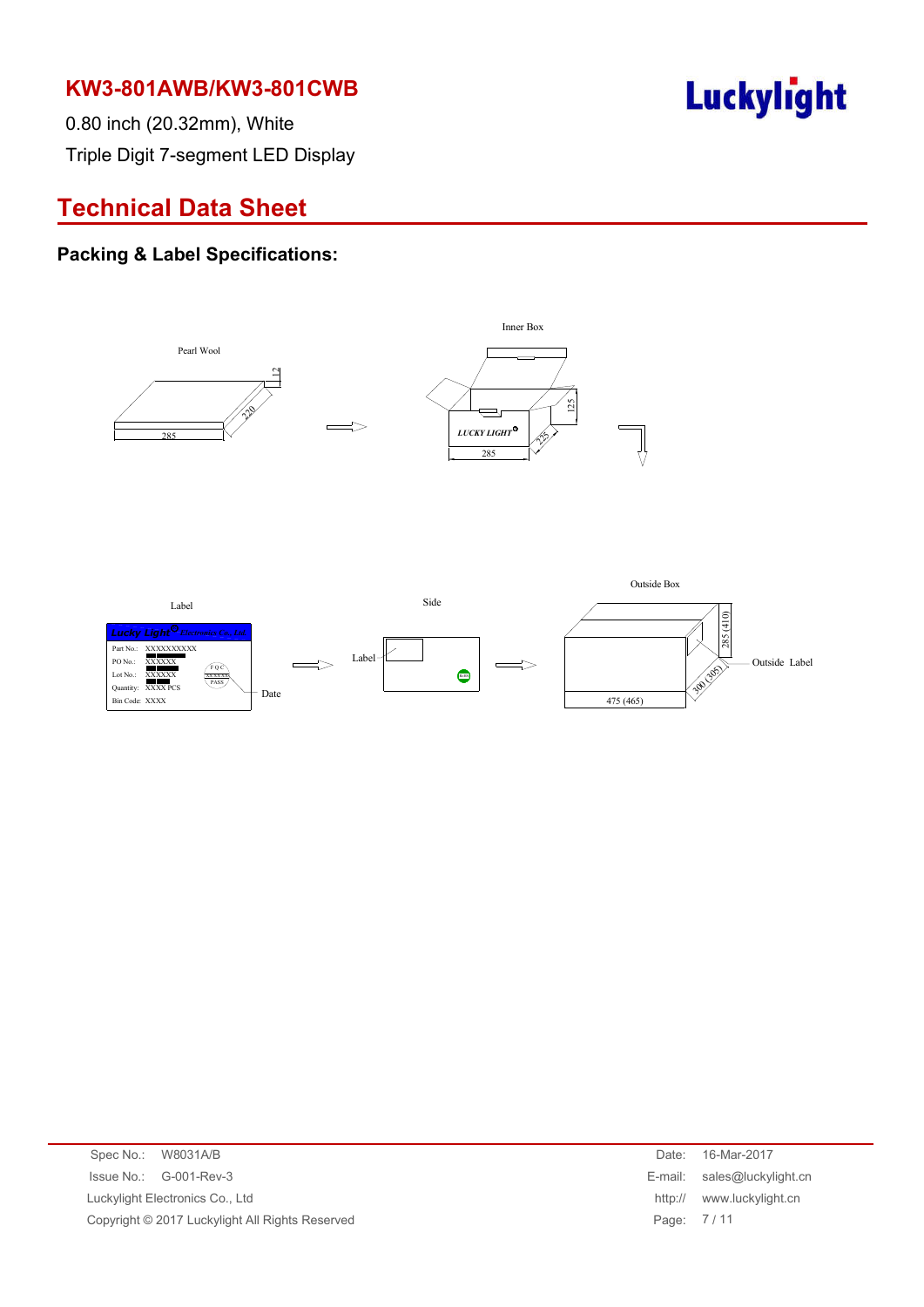# KW3-801AWB/KW3-801CWB

0.80 inch (20.32mm), White

Triple Digit 7-segment LED Display

## Technical Data Sheet

### Packing & Label Specifications:

Pearl Wool

12

220

285

Inner Box

LUCKY LIGHT

125

225

285

Label

Lucky Light Electronics Co., Ltd.

Part No.: XXXXXXXXXX

PO No.: XXXXXX

Lot No.: XXXXXX

Quantity: XXXX PCS

Bin Code: XXXX

FQC XXXXXX PASS

Date

Side

Label

Outside Box

285 (410)

300 (305)

475 (465)

Outside Label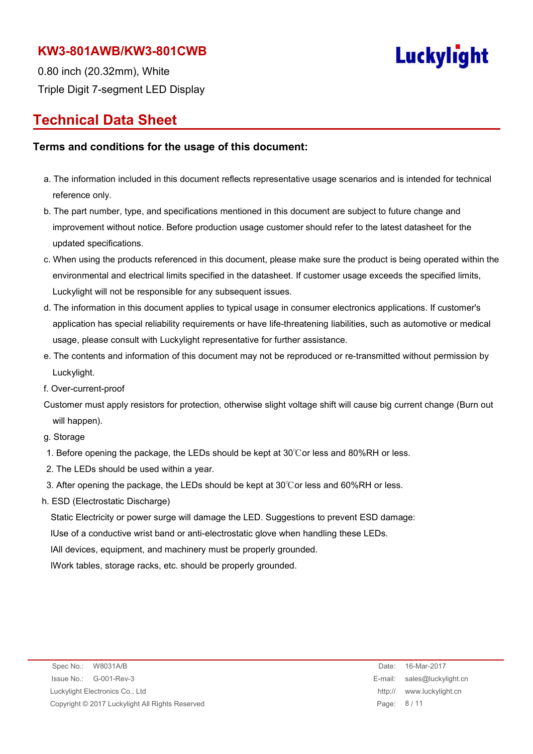**KW3-801AWB/KW3-801CWB**

0.80 inch (20.32mm), White

Triple Digit 7-segment LED Display

## Technical Data Sheet

### Terms and conditions for the usage of this document:

a. The information included in this document reflects representative usage scenarios and is intended for technical reference only.

b. The part number, type, and specifications mentioned in this document are subject to future change and improvement without notice. Before production usage customer should refer to the latest datasheet for the updated specifications.

c. When using the products referenced in this document, please make sure the product is being operated within the environmental and electrical limits specified in the datasheet. If customer usage exceeds the specified limits, Luckylight will not be responsible for any subsequent issues.

d. The information in this document applies to typical usage in consumer electronics applications. If customer's application has special reliability requirements or have life-threatening liabilities, such as automotive or medical usage, please consult with Luckylight representative for further assistance.

e. The contents and information of this document may not be reproduced or re-transmitted without permission by Luckylight.

f. Over-current-proof

Customer must apply resistors for protection, otherwise slight voltage shift will cause big current change (Burn out will happen).

g. Storage

1. Before opening the package, the LEDs should be kept at 30℃or less and 80%RH or less.
2. The LEDs should be used within a year.
3. After opening the package, the LEDs should be kept at 30℃or less and 60%RH or less.

h. ESD (Electrostatic Discharge)

Static Electricity or power surge will damage the LED. Suggestions to prevent ESD damage:

lUse of a conductive wrist band or anti-electrostatic glove when handling these LEDs.

lAll devices, equipment, and machinery must be properly grounded.

lWork tables, storage racks, etc. should be properly grounded.

Spec No.: W8031A/B
Issue No.: G-001-Rev-3
Luckylight Electronics Co., Ltd
Copyright © 2017 Luckylight All Rights Reserved

Date: 16-Mar-2017
E-mail: sales@luckylight.cn
http:// www.luckylight.cn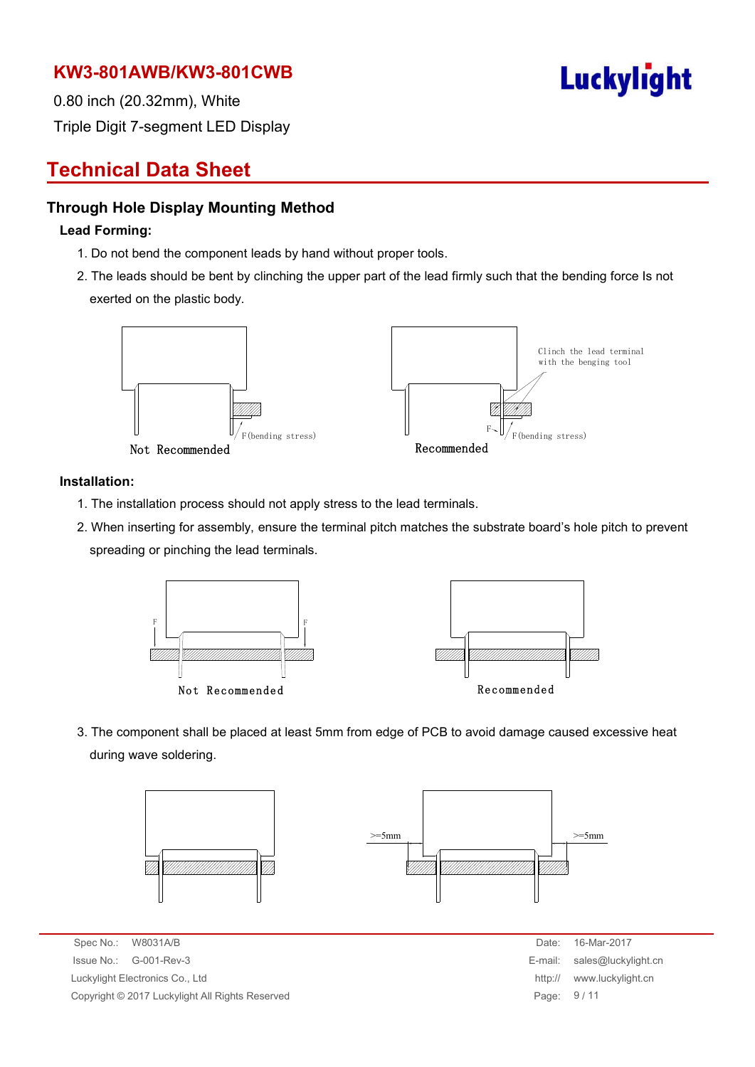## Technical Data Sheet

### Through Hole Display Mounting Method

**Lead Forming:**

1. Do not bend the component leads by hand without proper tools.
2. The leads should be bent by clinching the upper part of the lead firmly such that the bending force Is not exerted on the plastic body.

F(bending stress)

Not Recommended

Clinch the lead terminal with the benging tool

F

F(bending stress)

Recommended

**Installation:**

1. The installation process should not apply stress to the lead terminals.
2. When inserting for assembly, ensure the terminal pitch matches the substrate board's hole pitch to prevent spreading or pinching the lead terminals.

F F

Not Recommended

Recommended

3. The component shall be placed at least 5mm from edge of PCB to avoid damage caused excessive heat during wave soldering.

>=5mm >=5mm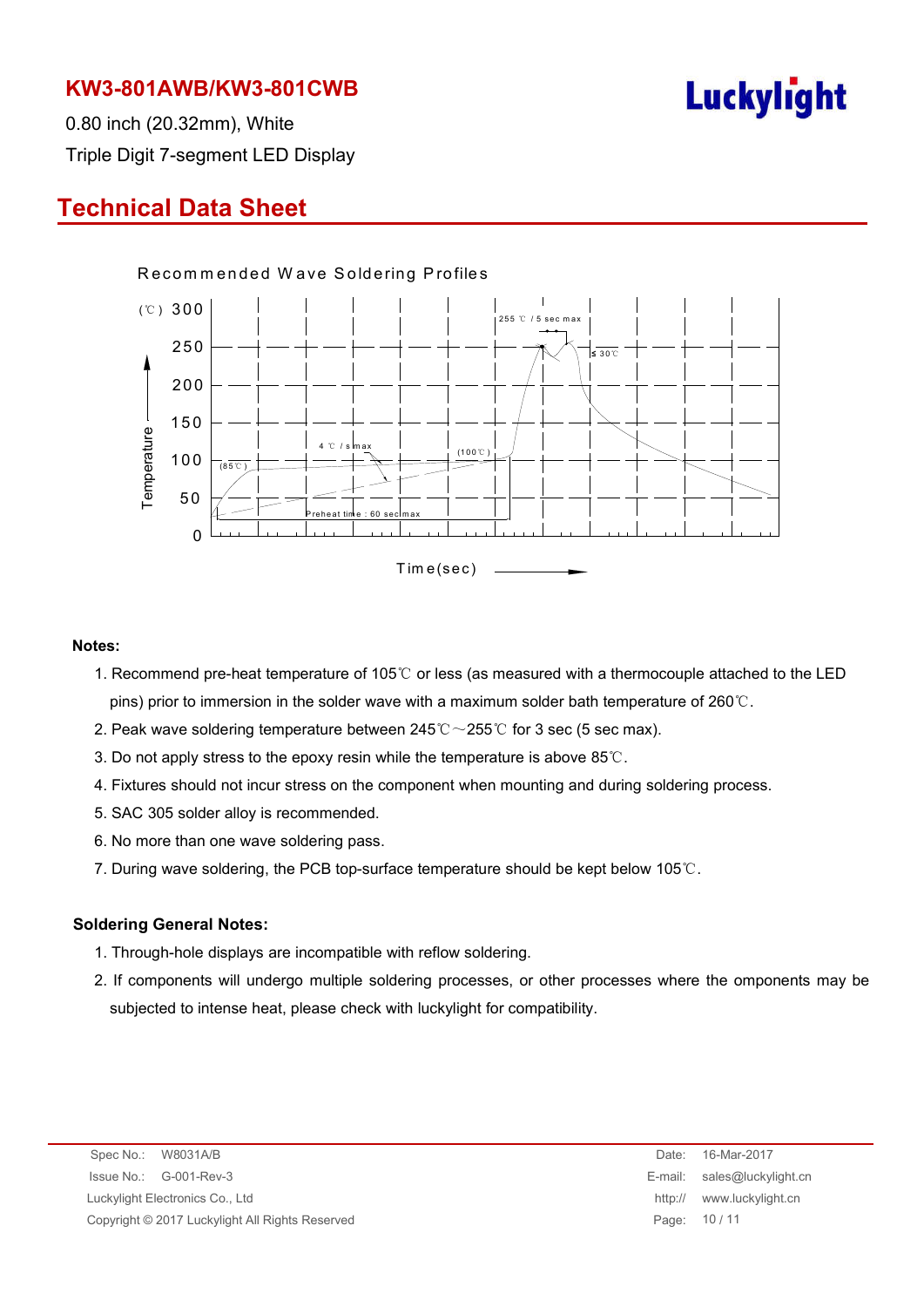# KW3-801AWB/KW3-801CWB

0.80 inch (20.32mm), White

Triple Digit 7-segment LED Display

## Technical Data Sheet

Recommended Wave Soldering Profiles

**Notes:**

1. Recommend pre-heat temperature of 105℃ or less (as measured with a thermocouple attached to the LED pins) prior to immersion in the solder wave with a maximum solder bath temperature of 260℃.
2. Peak wave soldering temperature between 245℃～255℃ for 3 sec (5 sec max).
3. Do not apply stress to the epoxy resin while the temperature is above 85℃.
4. Fixtures should not incur stress on the component when mounting and during soldering process.
5. SAC 305 solder alloy is recommended.
6. No more than one wave soldering pass.
7. During wave soldering, the PCB top-surface temperature should be kept below 105℃.

**Soldering General Notes:**

1. Through-hole displays are incompatible with reflow soldering.
2. If components will undergo multiple soldering processes, or other processes where the omponents may be subjected to intense heat, please check with luckylight for compatibility.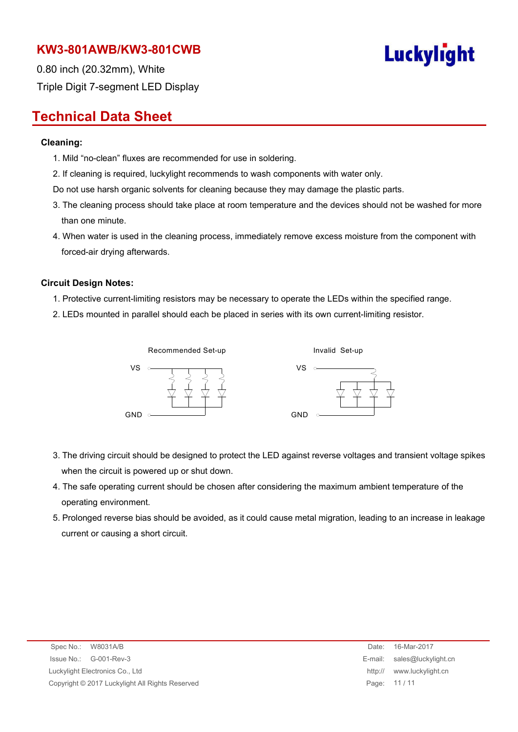## Technical Data Sheet

**Cleaning:**

1. Mild "no-clean" fluxes are recommended for use in soldering.
2. If cleaning is required, luckylight recommends to wash components with water only.

Do not use harsh organic solvents for cleaning because they may damage the plastic parts.

3. The cleaning process should take place at room temperature and the devices should not be washed for more than one minute.
4. When water is used in the cleaning process, immediately remove excess moisture from the component with forced-air drying afterwards.

**Circuit Design Notes:**

1. Protective current-limiting resistors may be necessary to operate the LEDs within the specified range.
2. LEDs mounted in parallel should each be placed in series with its own current-limiting resistor.

Recommended Set-up

VS

GND

Invalid Set-up

VS

GND

3. The driving circuit should be designed to protect the LED against reverse voltages and transient voltage spikes when the circuit is powered up or shut down.
4. The safe operating current should be chosen after considering the maximum ambient temperature of the operating environment.
5. Prolonged reverse bias should be avoided, as it could cause metal migration, leading to an increase in leakage current or causing a short circuit.